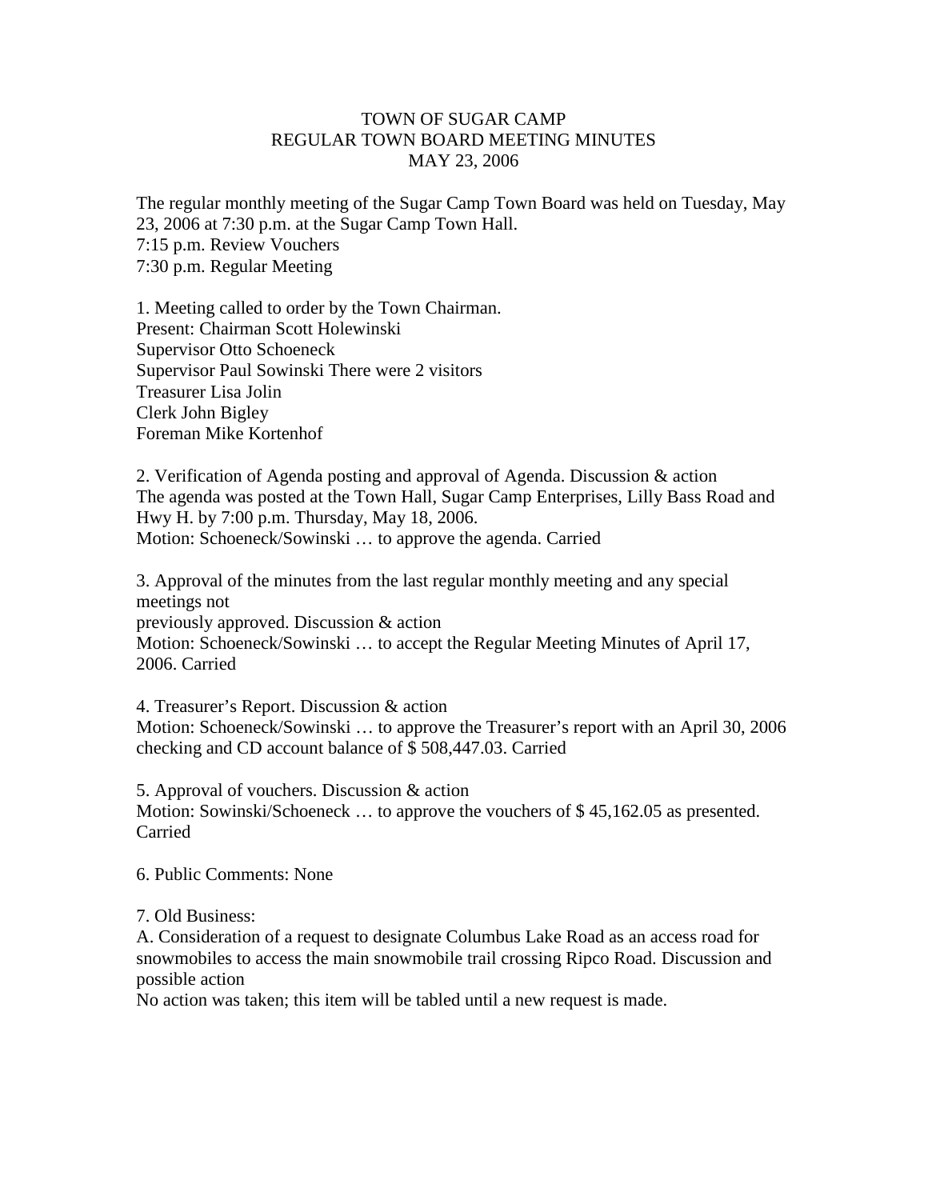# TOWN OF SUGAR CAMP
## REGULAR TOWN BOARD MEETING MINUTES
### MAY 23, 2006

The regular monthly meeting of the Sugar Camp Town Board was held on Tuesday, May 23, 2006 at 7:30 p.m. at the Sugar Camp Town Hall.
7:15 p.m. Review Vouchers
7:30 p.m. Regular Meeting

1. Meeting called to order by the Town Chairman.
Present: Chairman Scott Holewinski
Supervisor Otto Schoeneck
Supervisor Paul Sowinski There were 2 visitors
Treasurer Lisa Jolin
Clerk John Bigley
Foreman Mike Kortenhof

2. Verification of Agenda posting and approval of Agenda. Discussion & action
The agenda was posted at the Town Hall, Sugar Camp Enterprises, Lilly Bass Road and Hwy H. by 7:00 p.m. Thursday, May 18, 2006.
Motion: Schoeneck/Sowinski … to approve the agenda. Carried

3. Approval of the minutes from the last regular monthly meeting and any special meetings not
previously approved. Discussion & action
Motion: Schoeneck/Sowinski … to accept the Regular Meeting Minutes of April 17, 2006. Carried

4. Treasurer's Report. Discussion & action
Motion: Schoeneck/Sowinski … to approve the Treasurer's report with an April 30, 2006 checking and CD account balance of $ 508,447.03. Carried

5. Approval of vouchers. Discussion & action
Motion: Sowinski/Schoeneck … to approve the vouchers of $ 45,162.05 as presented. Carried

6. Public Comments: None

7. Old Business:
A. Consideration of a request to designate Columbus Lake Road as an access road for snowmobiles to access the main snowmobile trail crossing Ripco Road. Discussion and possible action
No action was taken; this item will be tabled until a new request is made.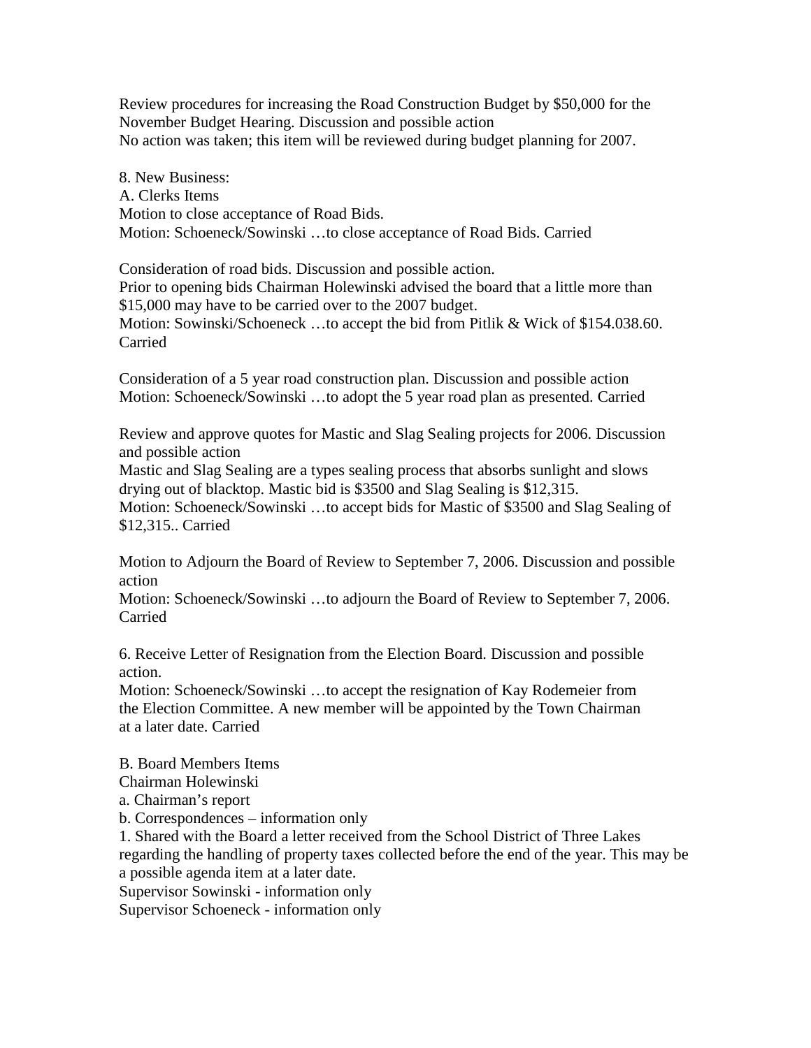Review procedures for increasing the Road Construction Budget by $50,000 for the November Budget Hearing. Discussion and possible action
No action was taken; this item will be reviewed during budget planning for 2007.

8. New Business:
A. Clerks Items
Motion to close acceptance of Road Bids.
Motion: Schoeneck/Sowinski …to close acceptance of Road Bids. Carried

Consideration of road bids. Discussion and possible action.
Prior to opening bids Chairman Holewinski advised the board that a little more than $15,000 may have to be carried over to the 2007 budget.
Motion: Sowinski/Schoeneck …to accept the bid from Pitlik & Wick of $154.038.60. Carried

Consideration of a 5 year road construction plan. Discussion and possible action
Motion: Schoeneck/Sowinski …to adopt the 5 year road plan as presented. Carried

Review and approve quotes for Mastic and Slag Sealing projects for 2006. Discussion and possible action
Mastic and Slag Sealing are a types sealing process that absorbs sunlight and slows drying out of blacktop. Mastic bid is $3500 and Slag Sealing is $12,315.
Motion: Schoeneck/Sowinski …to accept bids for Mastic of $3500 and Slag Sealing of $12,315.. Carried

Motion to Adjourn the Board of Review to September 7, 2006. Discussion and possible action
Motion: Schoeneck/Sowinski …to adjourn the Board of Review to September 7, 2006. Carried

6. Receive Letter of Resignation from the Election Board. Discussion and possible action.
Motion: Schoeneck/Sowinski …to accept the resignation of Kay Rodemeier from the Election Committee. A new member will be appointed by the Town Chairman at a later date. Carried

B. Board Members Items
Chairman Holewinski
a. Chairman's report
b. Correspondences – information only
1. Shared with the Board a letter received from the School District of Three Lakes regarding the handling of property taxes collected before the end of the year. This may be a possible agenda item at a later date.
Supervisor Sowinski - information only
Supervisor Schoeneck - information only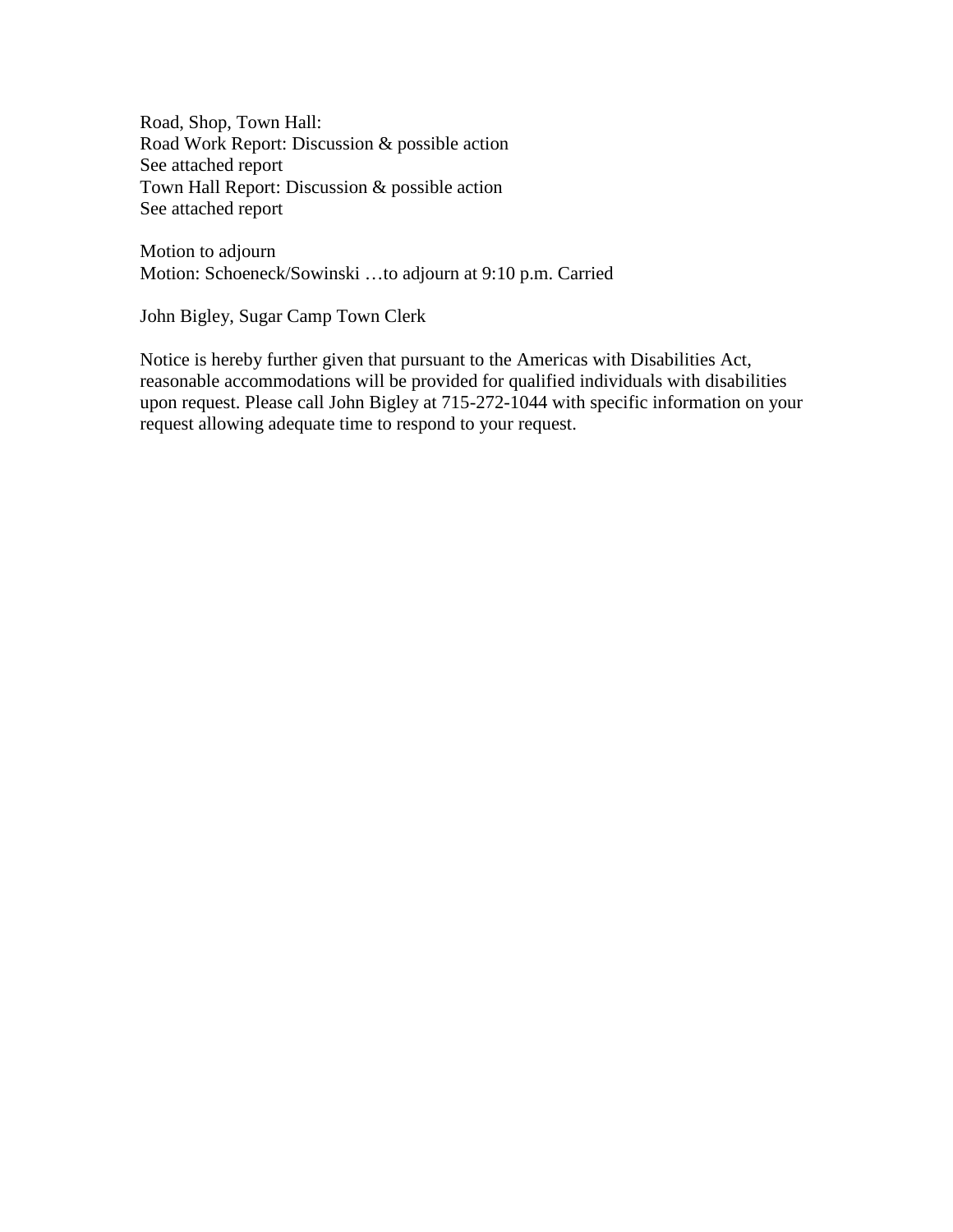Road, Shop, Town Hall:
Road Work Report: Discussion & possible action
See attached report
Town Hall Report: Discussion & possible action
See attached report

Motion to adjourn
Motion: Schoeneck/Sowinski …to adjourn at 9:10 p.m. Carried

John Bigley, Sugar Camp Town Clerk

Notice is hereby further given that pursuant to the Americas with Disabilities Act, reasonable accommodations will be provided for qualified individuals with disabilities upon request. Please call John Bigley at 715-272-1044 with specific information on your request allowing adequate time to respond to your request.